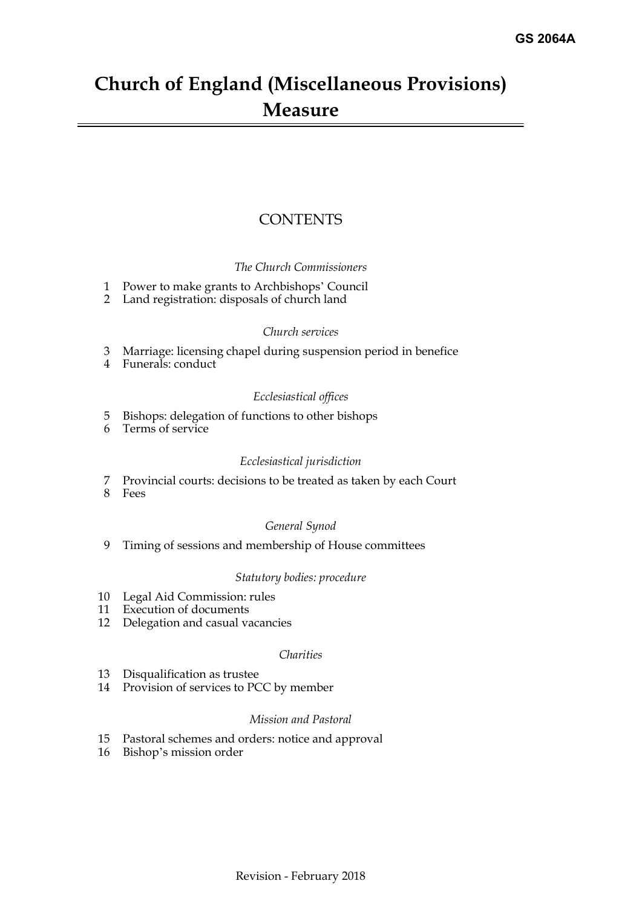GS 2064A

# Church of England (Miscellaneous Provisions) Measure

## CONTENTS

*The Church Commissioners*

1 Power to make grants to Archbishops' Council
2 Land registration: disposals of church land

*Church services*

3 Marriage: licensing chapel during suspension period in benefice
4 Funerals: conduct

*Ecclesiastical offices*

5 Bishops: delegation of functions to other bishops
6 Terms of service

*Ecclesiastical jurisdiction*

7 Provincial courts: decisions to be treated as taken by each Court
8 Fees

*General Synod*

9 Timing of sessions and membership of House committees

*Statutory bodies: procedure*

10 Legal Aid Commission: rules
11 Execution of documents
12 Delegation and casual vacancies

*Charities*

13 Disqualification as trustee
14 Provision of services to PCC by member

*Mission and Pastoral*

15 Pastoral schemes and orders: notice and approval
16 Bishop's mission order

Revision - February 2018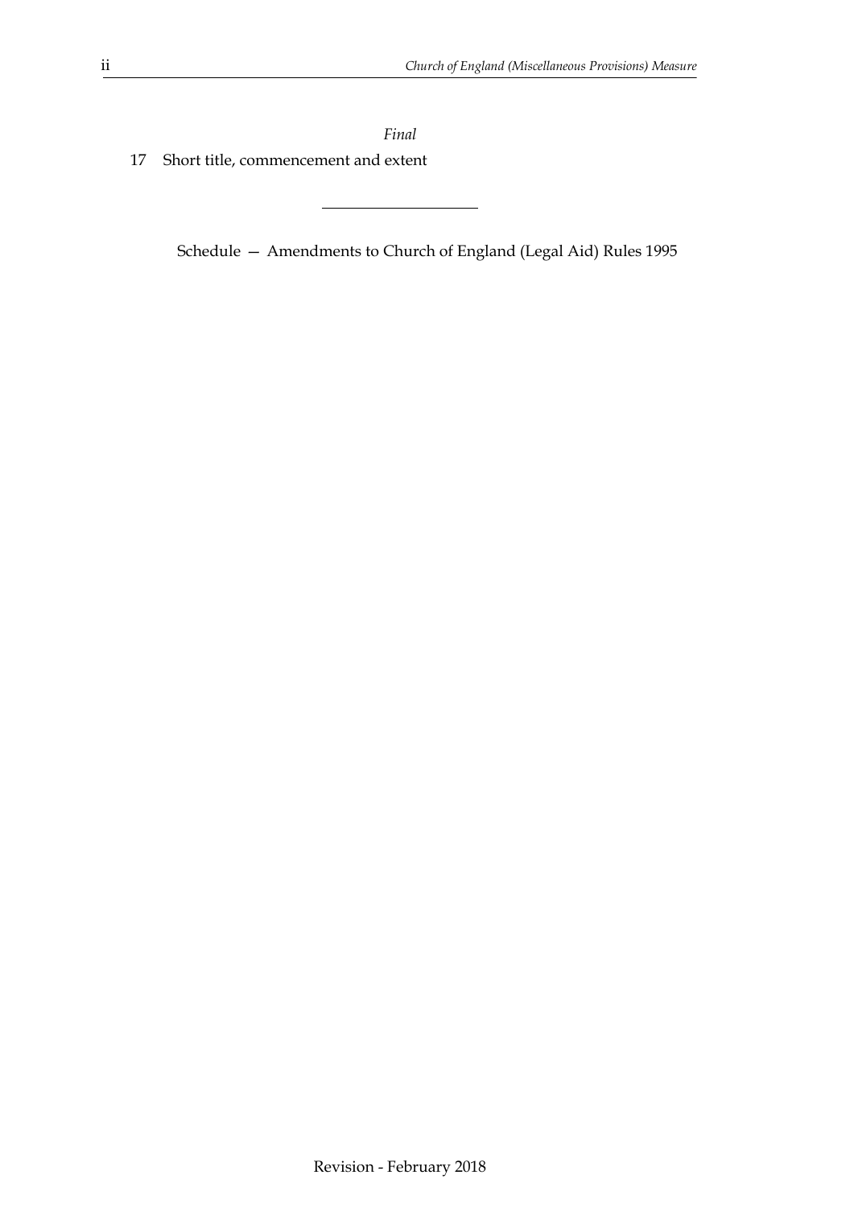*Final*

17 Short title, commencement and extent

---

Schedule — Amendments to Church of England (Legal Aid) Rules 1995

Revision - February 2018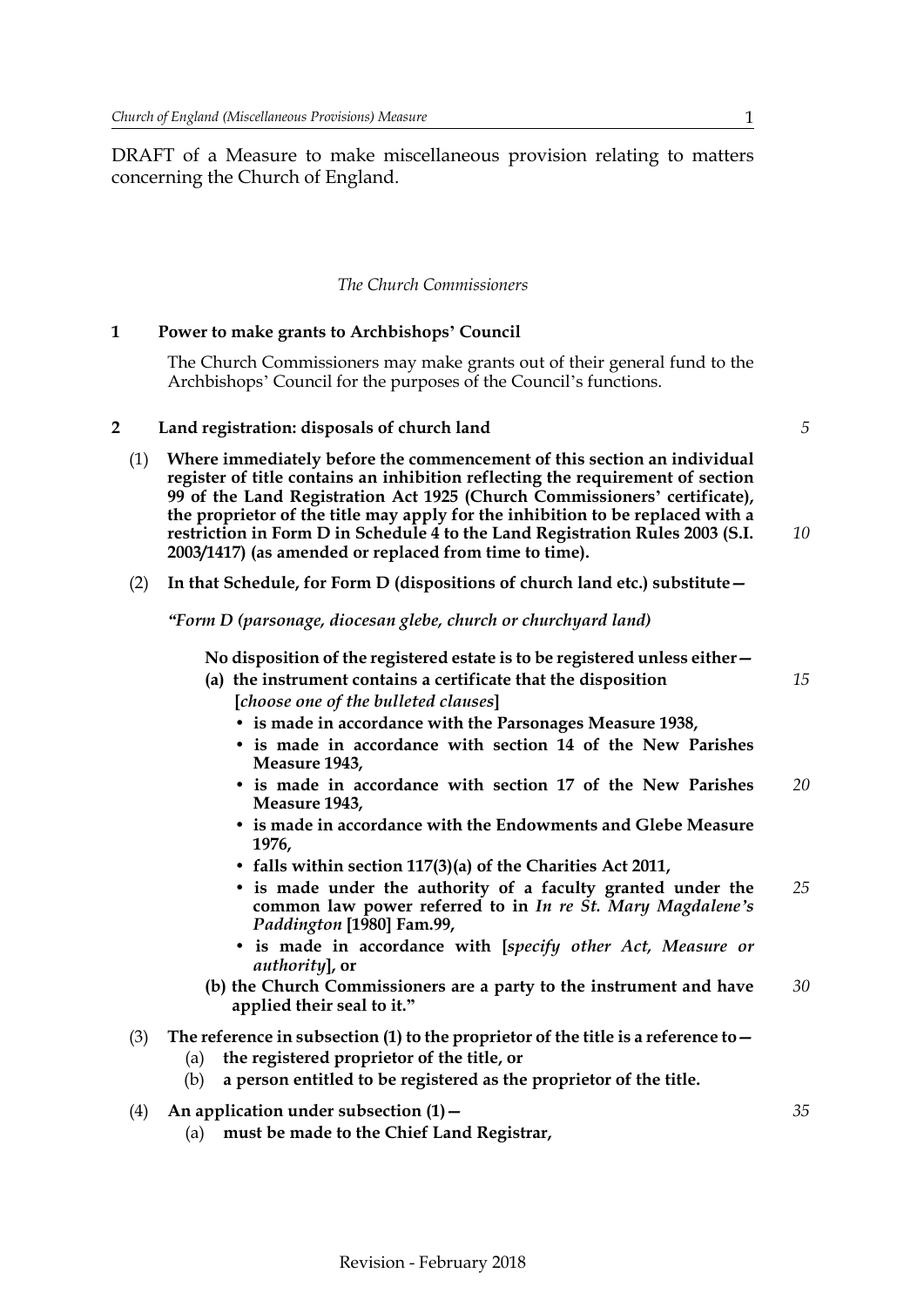DRAFT of a Measure to make miscellaneous provision relating to matters concerning the Church of England.

*The Church Commissioners*

## 1 Power to make grants to Archbishops' Council

The Church Commissioners may make grants out of their general fund to the Archbishops' Council for the purposes of the Council's functions.

## 2 Land registration: disposals of church land

(1) **Where immediately before the commencement of this section an individual register of title contains an inhibition reflecting the requirement of section 99 of the Land Registration Act 1925 (Church Commissioners' certificate), the proprietor of the title may apply for the inhibition to be replaced with a restriction in Form D in Schedule 4 to the Land Registration Rules 2003 (S.I. 2003/1417) (as amended or replaced from time to time).**

(2) **In that Schedule, for Form D (dispositions of church land etc.) substitute—**

***"Form D (parsonage, diocesan glebe, church or churchyard land)***

**No disposition of the registered estate is to be registered unless either—**

**(a) the instrument contains a certificate that the disposition**
**[*choose one of the bulleted clauses*]**

- **is made in accordance with the Parsonages Measure 1938,**
- **is made in accordance with section 14 of the New Parishes Measure 1943,**
- **is made in accordance with section 17 of the New Parishes Measure 1943,**
- **is made in accordance with the Endowments and Glebe Measure 1976,**
- **falls within section 117(3)(a) of the Charities Act 2011,**
- **is made under the authority of a faculty granted under the common law power referred to in *In re St. Mary Magdalene's Paddington* [1980] Fam.99,**
- **is made in accordance with [*specify other Act, Measure or authority*], or**

**(b) the Church Commissioners are a party to the instrument and have applied their seal to it."**

(3) **The reference in subsection (1) to the proprietor of the title is a reference to—**

(a) **the registered proprietor of the title, or**

(b) **a person entitled to be registered as the proprietor of the title.**

(4) **An application under subsection (1)—**

(a) **must be made to the Chief Land Registrar,**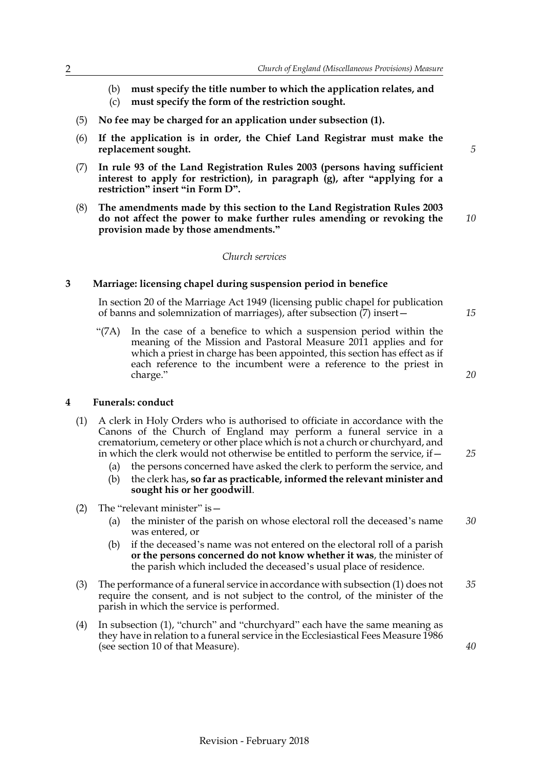(b) **must specify the title number to which the application relates, and**

(c) **must specify the form of the restriction sought.**

(5) **No fee may be charged for an application under subsection (1).**

(6) **If the application is in order, the Chief Land Registrar must make the replacement sought.**

(7) **In rule 93 of the Land Registration Rules 2003 (persons having sufficient interest to apply for restriction), in paragraph (g), after "applying for a restriction" insert "in Form D".**

(8) **The amendments made by this section to the Land Registration Rules 2003 do not affect the power to make further rules amending or revoking the provision made by those amendments."**

*Church services*

### 3 Marriage: licensing chapel during suspension period in benefice

In section 20 of the Marriage Act 1949 (licensing public chapel for publication of banns and solemnization of marriages), after subsection (7) insert—

"(7A) In the case of a benefice to which a suspension period within the meaning of the Mission and Pastoral Measure 2011 applies and for which a priest in charge has been appointed, this section has effect as if each reference to the incumbent were a reference to the priest in charge."

### 4 Funerals: conduct

(1) A clerk in Holy Orders who is authorised to officiate in accordance with the Canons of the Church of England may perform a funeral service in a crematorium, cemetery or other place which is not a church or churchyard, and in which the clerk would not otherwise be entitled to perform the service, if—

(a) the persons concerned have asked the clerk to perform the service, and

(b) the clerk has**, so far as practicable, informed the relevant minister and sought his or her goodwill**.

(2) The "relevant minister" is—

(a) the minister of the parish on whose electoral roll the deceased's name was entered, or

(b) if the deceased's name was not entered on the electoral roll of a parish **or the persons concerned do not know whether it was**, the minister of the parish which included the deceased's usual place of residence.

(3) The performance of a funeral service in accordance with subsection (1) does not require the consent, and is not subject to the control, of the minister of the parish in which the service is performed.

(4) In subsection (1), "church" and "churchyard" each have the same meaning as they have in relation to a funeral service in the Ecclesiastical Fees Measure 1986 (see section 10 of that Measure).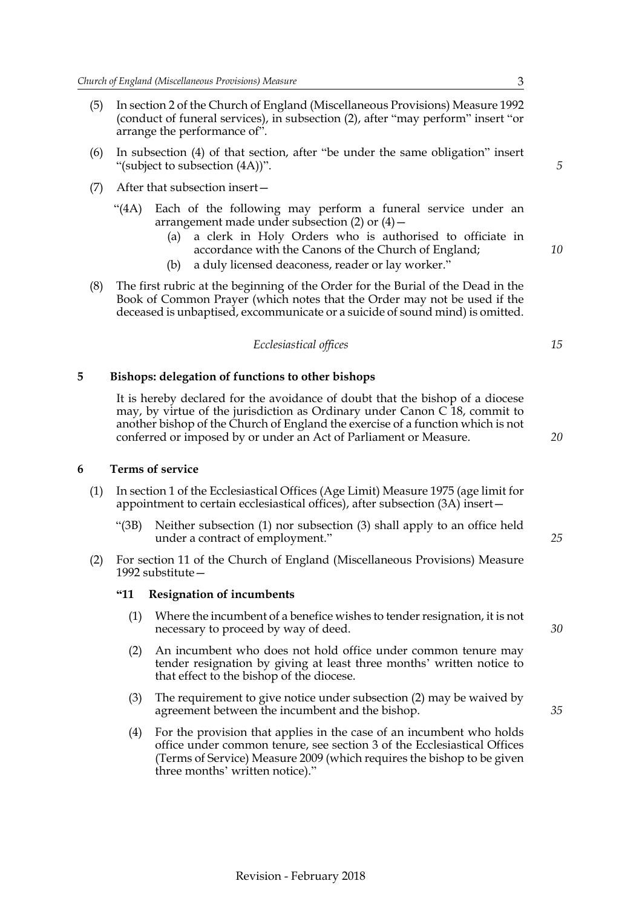(5) In section 2 of the Church of England (Miscellaneous Provisions) Measure 1992 (conduct of funeral services), in subsection (2), after "may perform" insert "or arrange the performance of".

(6) In subsection (4) of that section, after "be under the same obligation" insert "(subject to subsection (4A))".

(7) After that subsection insert—

"(4A) Each of the following may perform a funeral service under an arrangement made under subsection (2) or (4)—

(a) a clerk in Holy Orders who is authorised to officiate in accordance with the Canons of the Church of England;

(b) a duly licensed deaconess, reader or lay worker."

(8) The first rubric at the beginning of the Order for the Burial of the Dead in the Book of Common Prayer (which notes that the Order may not be used if the deceased is unbaptised, excommunicate or a suicide of sound mind) is omitted.

*Ecclesiastical offices*

## 5 Bishops: delegation of functions to other bishops

It is hereby declared for the avoidance of doubt that the bishop of a diocese may, by virtue of the jurisdiction as Ordinary under Canon C 18, commit to another bishop of the Church of England the exercise of a function which is not conferred or imposed by or under an Act of Parliament or Measure.

## 6 Terms of service

(1) In section 1 of the Ecclesiastical Offices (Age Limit) Measure 1975 (age limit for appointment to certain ecclesiastical offices), after subsection (3A) insert—

"(3B) Neither subsection (1) nor subsection (3) shall apply to an office held under a contract of employment."

(2) For section 11 of the Church of England (Miscellaneous Provisions) Measure 1992 substitute—

**"11 Resignation of incumbents**

(1) Where the incumbent of a benefice wishes to tender resignation, it is not necessary to proceed by way of deed.

(2) An incumbent who does not hold office under common tenure may tender resignation by giving at least three months' written notice to that effect to the bishop of the diocese.

(3) The requirement to give notice under subsection (2) may be waived by agreement between the incumbent and the bishop.

(4) For the provision that applies in the case of an incumbent who holds office under common tenure, see section 3 of the Ecclesiastical Offices (Terms of Service) Measure 2009 (which requires the bishop to be given three months' written notice)."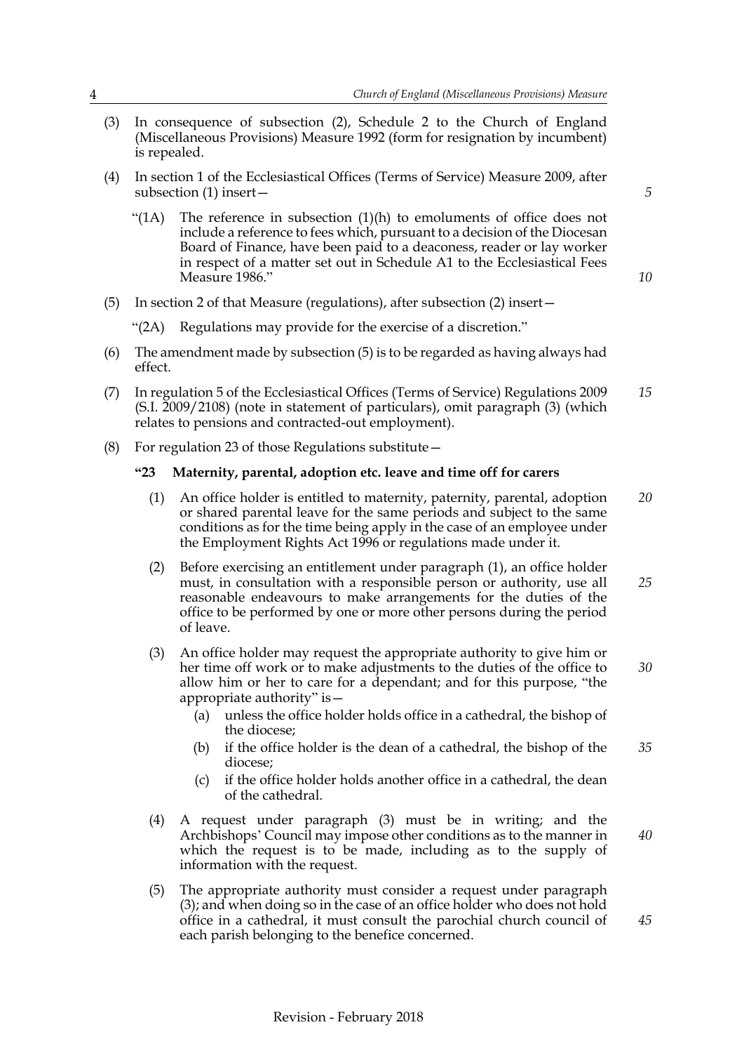(3) In consequence of subsection (2), Schedule 2 to the Church of England (Miscellaneous Provisions) Measure 1992 (form for resignation by incumbent) is repealed.

(4) In section 1 of the Ecclesiastical Offices (Terms of Service) Measure 2009, after subsection (1) insert—

"(1A) The reference in subsection (1)(h) to emoluments of office does not include a reference to fees which, pursuant to a decision of the Diocesan Board of Finance, have been paid to a deaconess, reader or lay worker in respect of a matter set out in Schedule A1 to the Ecclesiastical Fees Measure 1986."

(5) In section 2 of that Measure (regulations), after subsection (2) insert—

"(2A) Regulations may provide for the exercise of a discretion."

(6) The amendment made by subsection (5) is to be regarded as having always had effect.

(7) In regulation 5 of the Ecclesiastical Offices (Terms of Service) Regulations 2009 (S.I. 2009/2108) (note in statement of particulars), omit paragraph (3) (which relates to pensions and contracted-out employment).

(8) For regulation 23 of those Regulations substitute—

**"23 Maternity, parental, adoption etc. leave and time off for carers**

(1) An office holder is entitled to maternity, paternity, parental, adoption or shared parental leave for the same periods and subject to the same conditions as for the time being apply in the case of an employee under the Employment Rights Act 1996 or regulations made under it.

(2) Before exercising an entitlement under paragraph (1), an office holder must, in consultation with a responsible person or authority, use all reasonable endeavours to make arrangements for the duties of the office to be performed by one or more other persons during the period of leave.

(3) An office holder may request the appropriate authority to give him or her time off work or to make adjustments to the duties of the office to allow him or her to care for a dependant; and for this purpose, "the appropriate authority" is—

- (a) unless the office holder holds office in a cathedral, the bishop of the diocese;
- (b) if the office holder is the dean of a cathedral, the bishop of the diocese;
- (c) if the office holder holds another office in a cathedral, the dean of the cathedral.

(4) A request under paragraph (3) must be in writing; and the Archbishops' Council may impose other conditions as to the manner in which the request is to be made, including as to the supply of information with the request.

(5) The appropriate authority must consider a request under paragraph (3); and when doing so in the case of an office holder who does not hold office in a cathedral, it must consult the parochial church council of each parish belonging to the benefice concerned.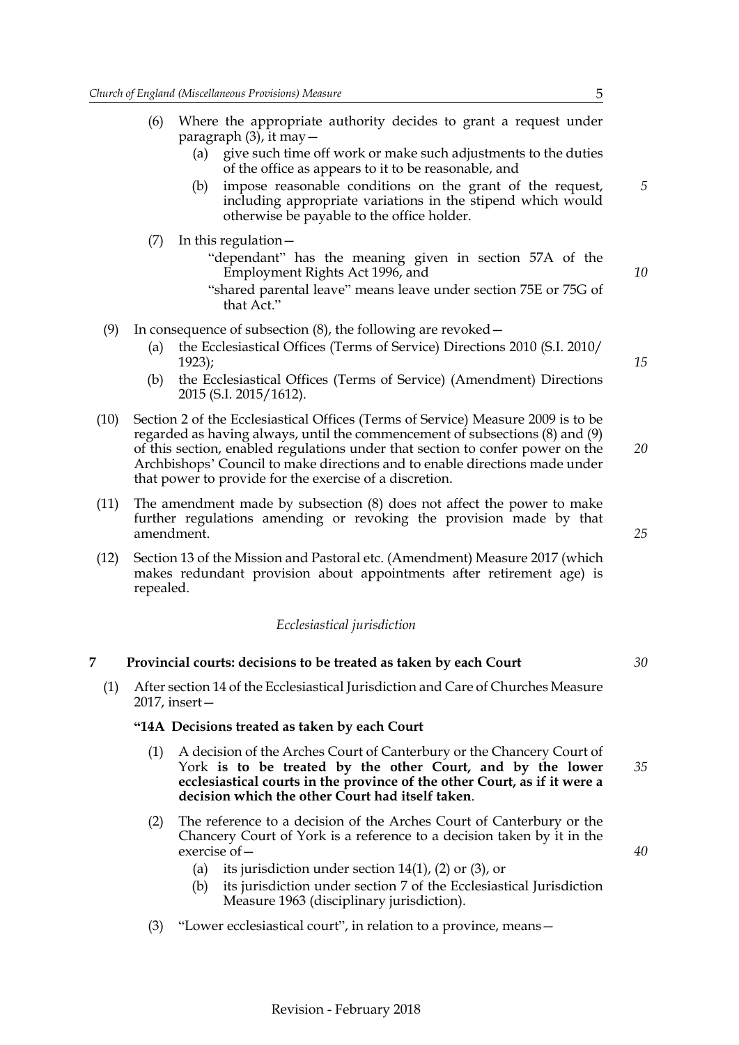(6) Where the appropriate authority decides to grant a request under paragraph (3), it may—

  (a) give such time off work or make such adjustments to the duties of the office as appears to it to be reasonable, and

  (b) impose reasonable conditions on the grant of the request, including appropriate variations in the stipend which would otherwise be payable to the office holder.

(7) In this regulation—

  "dependant" has the meaning given in section 57A of the Employment Rights Act 1996, and

  "shared parental leave" means leave under section 75E or 75G of that Act."

(9) In consequence of subsection (8), the following are revoked—

  (a) the Ecclesiastical Offices (Terms of Service) Directions 2010 (S.I. 2010/1923);

  (b) the Ecclesiastical Offices (Terms of Service) (Amendment) Directions 2015 (S.I. 2015/1612).

(10) Section 2 of the Ecclesiastical Offices (Terms of Service) Measure 2009 is to be regarded as having always, until the commencement of subsections (8) and (9) of this section, enabled regulations under that section to confer power on the Archbishops' Council to make directions and to enable directions made under that power to provide for the exercise of a discretion.

(11) The amendment made by subsection (8) does not affect the power to make further regulations amending or revoking the provision made by that amendment.

(12) Section 13 of the Mission and Pastoral etc. (Amendment) Measure 2017 (which makes redundant provision about appointments after retirement age) is repealed.

*Ecclesiastical jurisdiction*

## 7 Provincial courts: decisions to be treated as taken by each Court

(1) After section 14 of the Ecclesiastical Jurisdiction and Care of Churches Measure 2017, insert—

**"14A Decisions treated as taken by each Court**

(1) A decision of the Arches Court of Canterbury or the Chancery Court of York **is to be treated by the other Court, and by the lower ecclesiastical courts in the province of the other Court, as if it were a decision which the other Court had itself taken**.

(2) The reference to a decision of the Arches Court of Canterbury or the Chancery Court of York is a reference to a decision taken by it in the exercise of—

  (a) its jurisdiction under section 14(1), (2) or (3), or

  (b) its jurisdiction under section 7 of the Ecclesiastical Jurisdiction Measure 1963 (disciplinary jurisdiction).

(3) "Lower ecclesiastical court", in relation to a province, means—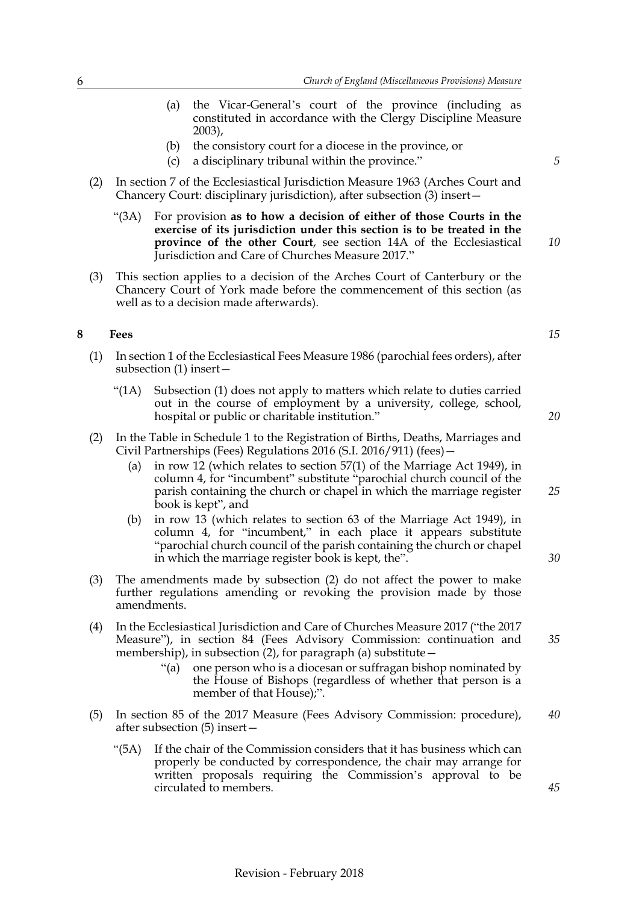(a) the Vicar-General's court of the province (including as constituted in accordance with the Clergy Discipline Measure 2003),

(b) the consistory court for a diocese in the province, or

(c) a disciplinary tribunal within the province."

(2) In section 7 of the Ecclesiastical Jurisdiction Measure 1963 (Arches Court and Chancery Court: disciplinary jurisdiction), after subsection (3) insert—

"(3A) For provision **as to how a decision of either of those Courts in the exercise of its jurisdiction under this section is to be treated in the province of the other Court**, see section 14A of the Ecclesiastical Jurisdiction and Care of Churches Measure 2017."

(3) This section applies to a decision of the Arches Court of Canterbury or the Chancery Court of York made before the commencement of this section (as well as to a decision made afterwards).

## 8 Fees

(1) In section 1 of the Ecclesiastical Fees Measure 1986 (parochial fees orders), after subsection (1) insert—

"(1A) Subsection (1) does not apply to matters which relate to duties carried out in the course of employment by a university, college, school, hospital or public or charitable institution."

(2) In the Table in Schedule 1 to the Registration of Births, Deaths, Marriages and Civil Partnerships (Fees) Regulations 2016 (S.I. 2016/911) (fees)—

(a) in row 12 (which relates to section 57(1) of the Marriage Act 1949), in column 4, for "incumbent" substitute "parochial church council of the parish containing the church or chapel in which the marriage register book is kept", and

(b) in row 13 (which relates to section 63 of the Marriage Act 1949), in column 4, for "incumbent," in each place it appears substitute "parochial church council of the parish containing the church or chapel in which the marriage register book is kept, the".

(3) The amendments made by subsection (2) do not affect the power to make further regulations amending or revoking the provision made by those amendments.

(4) In the Ecclesiastical Jurisdiction and Care of Churches Measure 2017 ("the 2017 Measure"), in section 84 (Fees Advisory Commission: continuation and membership), in subsection (2), for paragraph (a) substitute—

"(a) one person who is a diocesan or suffragan bishop nominated by the House of Bishops (regardless of whether that person is a member of that House);".

(5) In section 85 of the 2017 Measure (Fees Advisory Commission: procedure), after subsection (5) insert—

"(5A) If the chair of the Commission considers that it has business which can properly be conducted by correspondence, the chair may arrange for written proposals requiring the Commission's approval to be circulated to members.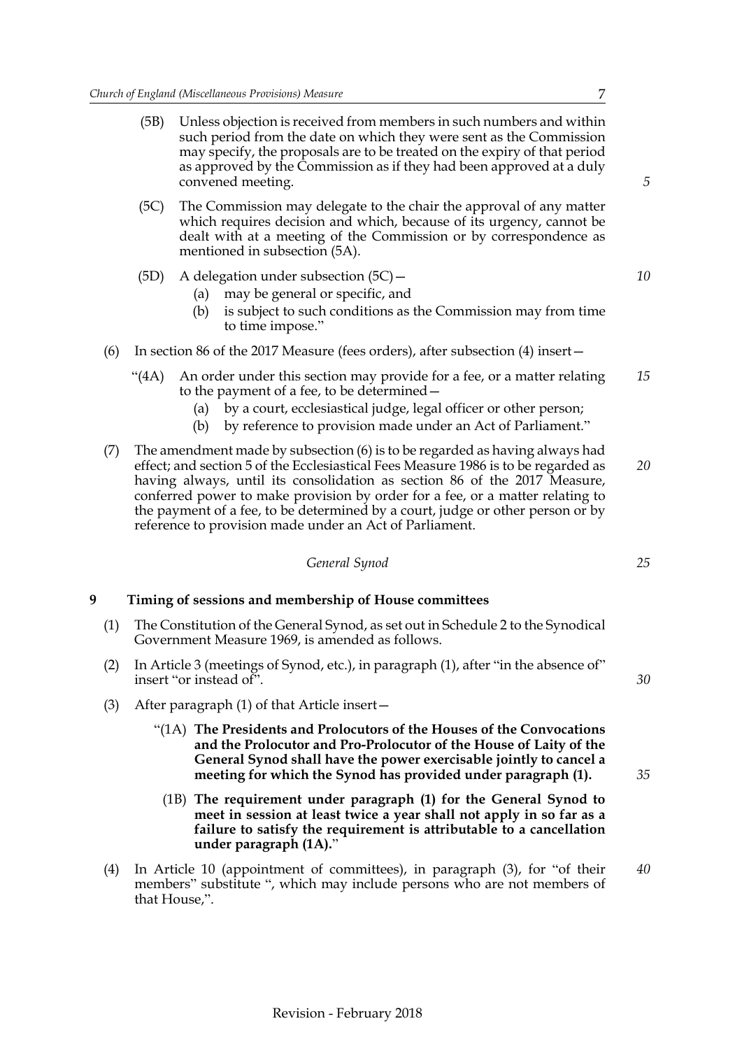(5B) Unless objection is received from members in such numbers and within such period from the date on which they were sent as the Commission may specify, the proposals are to be treated on the expiry of that period as approved by the Commission as if they had been approved at a duly convened meeting.

(5C) The Commission may delegate to the chair the approval of any matter which requires decision and which, because of its urgency, cannot be dealt with at a meeting of the Commission or by correspondence as mentioned in subsection (5A).

(5D) A delegation under subsection (5C)—

(a) may be general or specific, and

(b) is subject to such conditions as the Commission may from time to time impose."

(6) In section 86 of the 2017 Measure (fees orders), after subsection (4) insert—

"(4A) An order under this section may provide for a fee, or a matter relating to the payment of a fee, to be determined—

(a) by a court, ecclesiastical judge, legal officer or other person;

(b) by reference to provision made under an Act of Parliament."

(7) The amendment made by subsection (6) is to be regarded as having always had effect; and section 5 of the Ecclesiastical Fees Measure 1986 is to be regarded as having always, until its consolidation as section 86 of the 2017 Measure, conferred power to make provision by order for a fee, or a matter relating to the payment of a fee, to be determined by a court, judge or other person or by reference to provision made under an Act of Parliament.

*General Synod*

### 9 Timing of sessions and membership of House committees

(1) The Constitution of the General Synod, as set out in Schedule 2 to the Synodical Government Measure 1969, is amended as follows.

(2) In Article 3 (meetings of Synod, etc.), in paragraph (1), after "in the absence of" insert "or instead of".

(3) After paragraph (1) of that Article insert—

"(1A) **The Presidents and Prolocutors of the Houses of the Convocations and the Prolocutor and Pro-Prolocutor of the House of Laity of the General Synod shall have the power exercisable jointly to cancel a meeting for which the Synod has provided under paragraph (1).**

(1B) **The requirement under paragraph (1) for the General Synod to meet in session at least twice a year shall not apply in so far as a failure to satisfy the requirement is attributable to a cancellation under paragraph (1A).**"

(4) In Article 10 (appointment of committees), in paragraph (3), for "of their members" substitute ", which may include persons who are not members of that House,".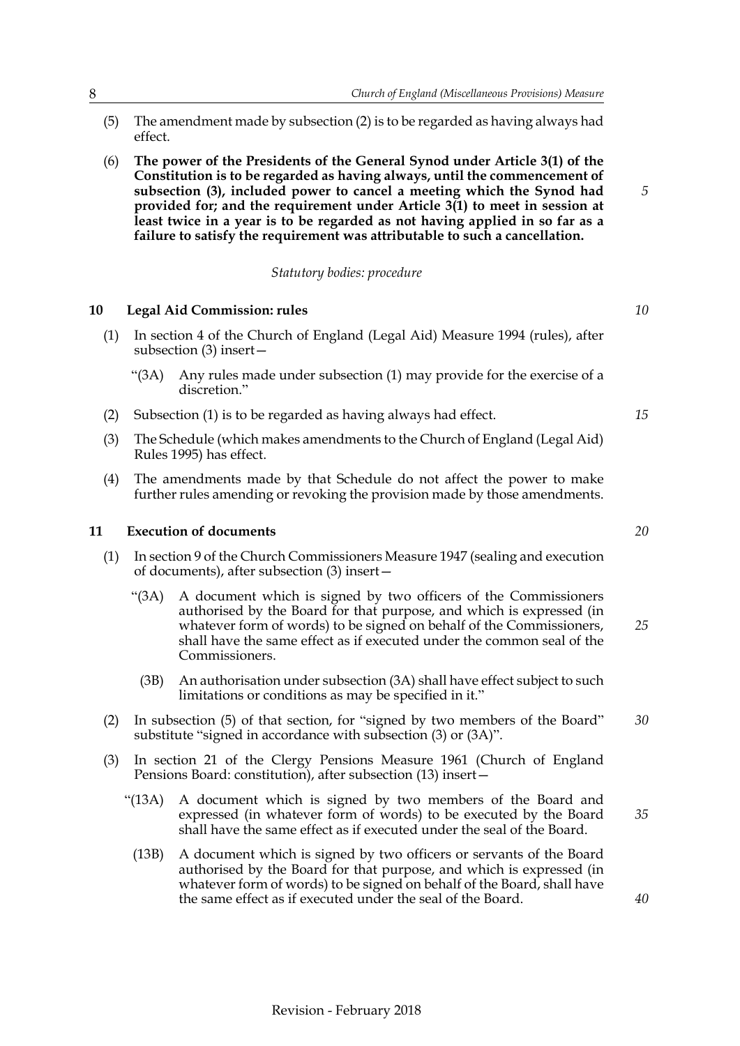(5) The amendment made by subsection (2) is to be regarded as having always had effect.

(6) **The power of the Presidents of the General Synod under Article 3(1) of the Constitution is to be regarded as having always, until the commencement of subsection (3), included power to cancel a meeting which the Synod had provided for; and the requirement under Article 3(1) to meet in session at least twice in a year is to be regarded as not having applied in so far as a failure to satisfy the requirement was attributable to such a cancellation.**

*Statutory bodies: procedure*

### 10 Legal Aid Commission: rules

(1) In section 4 of the Church of England (Legal Aid) Measure 1994 (rules), after subsection (3) insert—

> "(3A) Any rules made under subsection (1) may provide for the exercise of a discretion."

(2) Subsection (1) is to be regarded as having always had effect.

(3) The Schedule (which makes amendments to the Church of England (Legal Aid) Rules 1995) has effect.

(4) The amendments made by that Schedule do not affect the power to make further rules amending or revoking the provision made by those amendments.

### 11 Execution of documents

(1) In section 9 of the Church Commissioners Measure 1947 (sealing and execution of documents), after subsection (3) insert—

> "(3A) A document which is signed by two officers of the Commissioners authorised by the Board for that purpose, and which is expressed (in whatever form of words) to be signed on behalf of the Commissioners, shall have the same effect as if executed under the common seal of the Commissioners.
>
> (3B) An authorisation under subsection (3A) shall have effect subject to such limitations or conditions as may be specified in it."

(2) In subsection (5) of that section, for "signed by two members of the Board" substitute "signed in accordance with subsection (3) or (3A)".

(3) In section 21 of the Clergy Pensions Measure 1961 (Church of England Pensions Board: constitution), after subsection (13) insert—

> "(13A) A document which is signed by two members of the Board and expressed (in whatever form of words) to be executed by the Board shall have the same effect as if executed under the seal of the Board.
>
> (13B) A document which is signed by two officers or servants of the Board authorised by the Board for that purpose, and which is expressed (in whatever form of words) to be signed on behalf of the Board, shall have the same effect as if executed under the seal of the Board.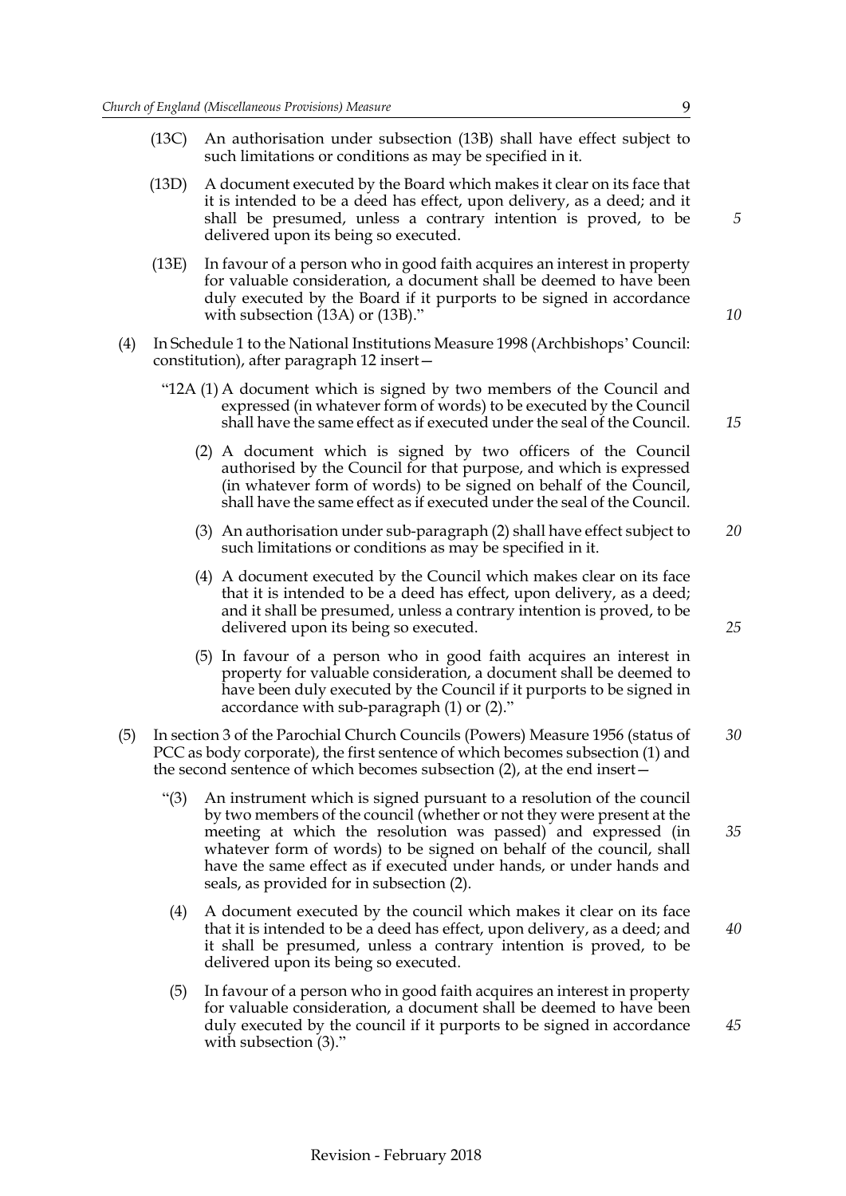(13C) An authorisation under subsection (13B) shall have effect subject to such limitations or conditions as may be specified in it.

(13D) A document executed by the Board which makes it clear on its face that it is intended to be a deed has effect, upon delivery, as a deed; and it shall be presumed, unless a contrary intention is proved, to be delivered upon its being so executed.

(13E) In favour of a person who in good faith acquires an interest in property for valuable consideration, a document shall be deemed to have been duly executed by the Board if it purports to be signed in accordance with subsection (13A) or (13B)."

(4) In Schedule 1 to the National Institutions Measure 1998 (Archbishops' Council: constitution), after paragraph 12 insert—

"12A (1) A document which is signed by two members of the Council and expressed (in whatever form of words) to be executed by the Council shall have the same effect as if executed under the seal of the Council.

(2) A document which is signed by two officers of the Council authorised by the Council for that purpose, and which is expressed (in whatever form of words) to be signed on behalf of the Council, shall have the same effect as if executed under the seal of the Council.

(3) An authorisation under sub-paragraph (2) shall have effect subject to such limitations or conditions as may be specified in it.

(4) A document executed by the Council which makes clear on its face that it is intended to be a deed has effect, upon delivery, as a deed; and it shall be presumed, unless a contrary intention is proved, to be delivered upon its being so executed.

(5) In favour of a person who in good faith acquires an interest in property for valuable consideration, a document shall be deemed to have been duly executed by the Council if it purports to be signed in accordance with sub-paragraph (1) or (2)."

(5) In section 3 of the Parochial Church Councils (Powers) Measure 1956 (status of PCC as body corporate), the first sentence of which becomes subsection (1) and the second sentence of which becomes subsection (2), at the end insert—

"(3) An instrument which is signed pursuant to a resolution of the council by two members of the council (whether or not they were present at the meeting at which the resolution was passed) and expressed (in whatever form of words) to be signed on behalf of the council, shall have the same effect as if executed under hands, or under hands and seals, as provided for in subsection (2).

(4) A document executed by the council which makes it clear on its face that it is intended to be a deed has effect, upon delivery, as a deed; and it shall be presumed, unless a contrary intention is proved, to be delivered upon its being so executed.

(5) In favour of a person who in good faith acquires an interest in property for valuable consideration, a document shall be deemed to have been duly executed by the council if it purports to be signed in accordance with subsection (3)."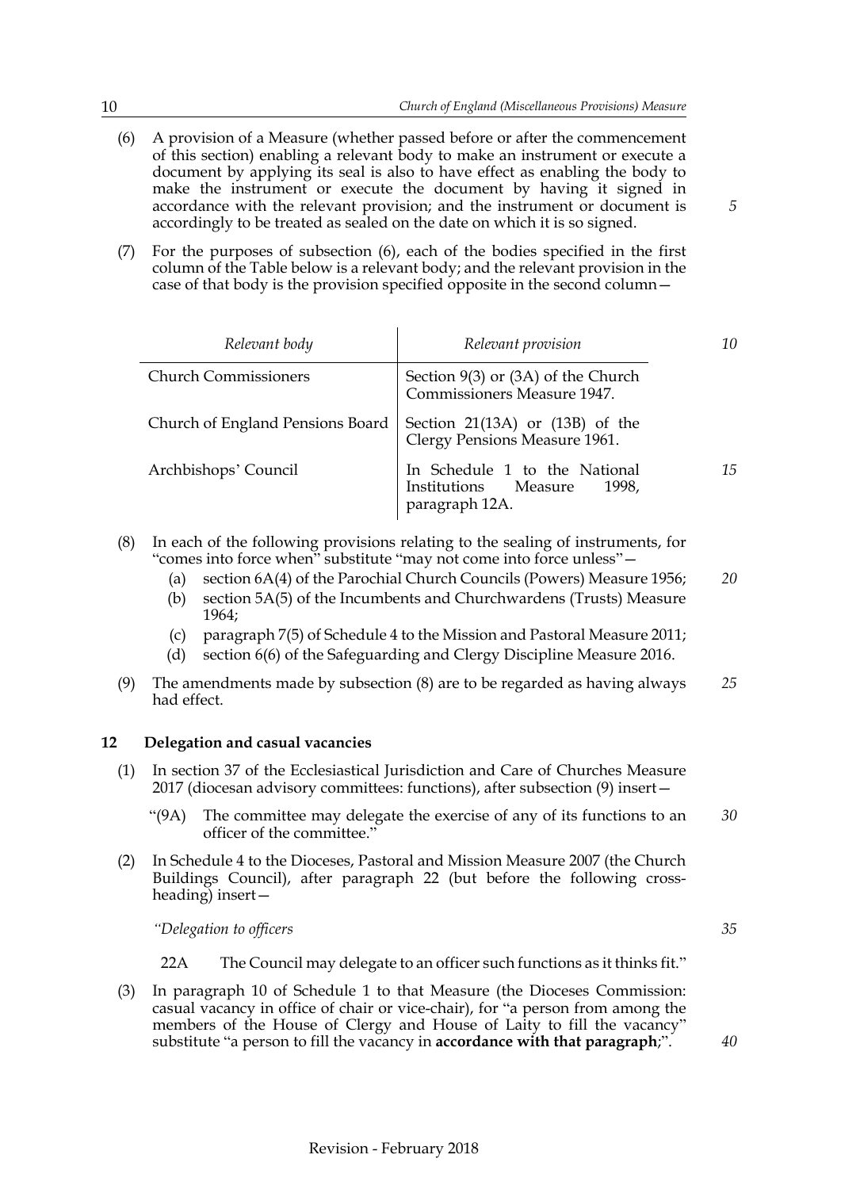(6) A provision of a Measure (whether passed before or after the commencement of this section) enabling a relevant body to make an instrument or execute a document by applying its seal is also to have effect as enabling the body to make the instrument or execute the document by having it signed in accordance with the relevant provision; and the instrument or document is accordingly to be treated as sealed on the date on which it is so signed.

(7) For the purposes of subsection (6), each of the bodies specified in the first column of the Table below is a relevant body; and the relevant provision in the case of that body is the provision specified opposite in the second column—

| *Relevant body* | *Relevant provision* |
|---|---|
| Church Commissioners | Section 9(3) or (3A) of the Church Commissioners Measure 1947. |
| Church of England Pensions Board | Section 21(13A) or (13B) of the Clergy Pensions Measure 1961. |
| Archbishops' Council | In Schedule 1 to the National Institutions Measure 1998, paragraph 12A. |

(8) In each of the following provisions relating to the sealing of instruments, for "comes into force when" substitute "may not come into force unless"—

- (a) section 6A(4) of the Parochial Church Councils (Powers) Measure 1956;
- (b) section 5A(5) of the Incumbents and Churchwardens (Trusts) Measure 1964;
- (c) paragraph 7(5) of Schedule 4 to the Mission and Pastoral Measure 2011;
- (d) section 6(6) of the Safeguarding and Clergy Discipline Measure 2016.

(9) The amendments made by subsection (8) are to be regarded as having always had effect.

## 12 Delegation and casual vacancies

(1) In section 37 of the Ecclesiastical Jurisdiction and Care of Churches Measure 2017 (diocesan advisory committees: functions), after subsection (9) insert—

"(9A) The committee may delegate the exercise of any of its functions to an officer of the committee."

(2) In Schedule 4 to the Dioceses, Pastoral and Mission Measure 2007 (the Church Buildings Council), after paragraph 22 (but before the following cross-heading) insert—

*"Delegation to officers*

22A The Council may delegate to an officer such functions as it thinks fit."

(3) In paragraph 10 of Schedule 1 to that Measure (the Dioceses Commission: casual vacancy in office of chair or vice-chair), for "a person from among the members of the House of Clergy and House of Laity to fill the vacancy" substitute "a person to fill the vacancy in **accordance with that paragraph**;".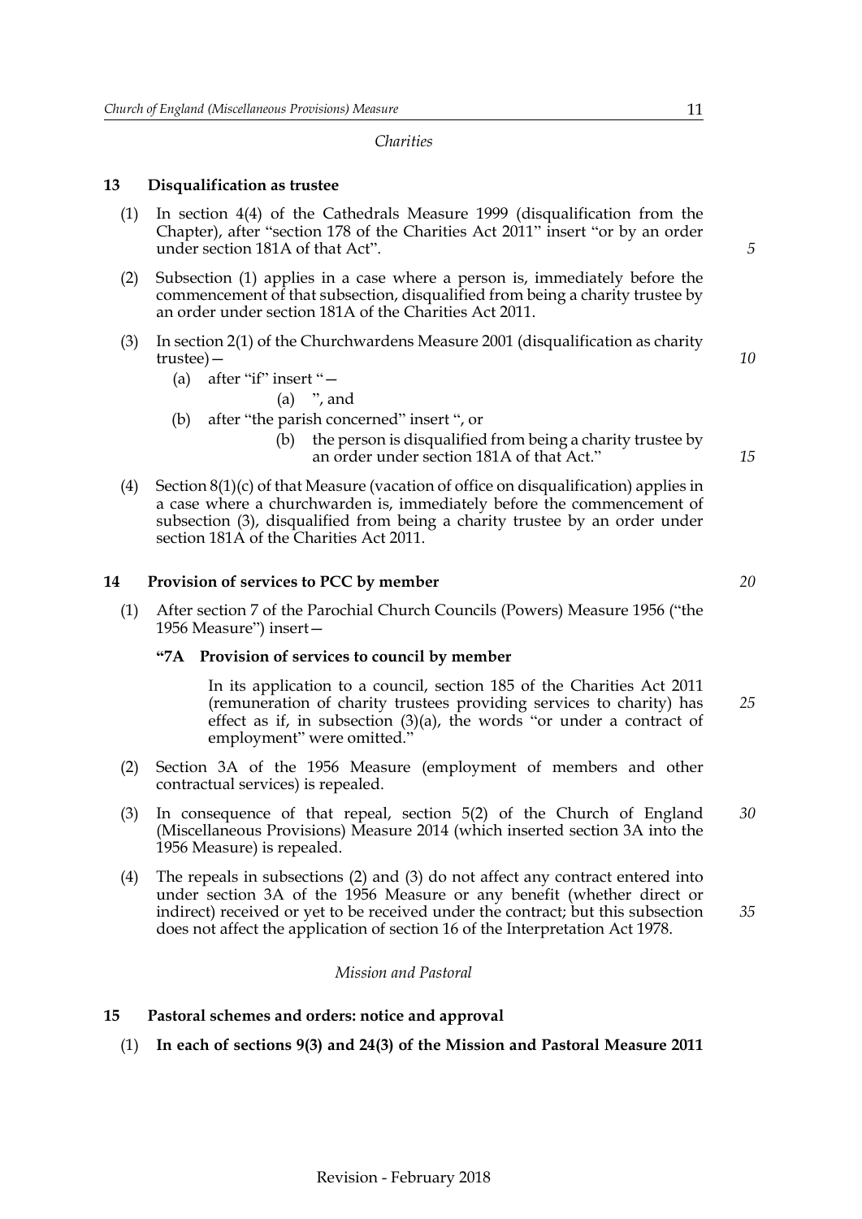*Charities*

**13 Disqualification as trustee**

(1) In section 4(4) of the Cathedrals Measure 1999 (disqualification from the Chapter), after "section 178 of the Charities Act 2011" insert "or by an order under section 181A of that Act".

(2) Subsection (1) applies in a case where a person is, immediately before the commencement of that subsection, disqualified from being a charity trustee by an order under section 181A of the Charities Act 2011.

(3) In section 2(1) of the Churchwardens Measure 2001 (disqualification as charity trustee)—

  (a) after "if" insert "—

    (a) ", and

  (b) after "the parish concerned" insert ", or

    (b) the person is disqualified from being a charity trustee by an order under section 181A of that Act."

(4) Section 8(1)(c) of that Measure (vacation of office on disqualification) applies in a case where a churchwarden is, immediately before the commencement of subsection (3), disqualified from being a charity trustee by an order under section 181A of the Charities Act 2011.

**14 Provision of services to PCC by member**

(1) After section 7 of the Parochial Church Councils (Powers) Measure 1956 ("the 1956 Measure") insert—

**"7A Provision of services to council by member**

In its application to a council, section 185 of the Charities Act 2011 (remuneration of charity trustees providing services to charity) has effect as if, in subsection (3)(a), the words "or under a contract of employment" were omitted."

(2) Section 3A of the 1956 Measure (employment of members and other contractual services) is repealed.

(3) In consequence of that repeal, section 5(2) of the Church of England (Miscellaneous Provisions) Measure 2014 (which inserted section 3A into the 1956 Measure) is repealed.

(4) The repeals in subsections (2) and (3) do not affect any contract entered into under section 3A of the 1956 Measure or any benefit (whether direct or indirect) received or yet to be received under the contract; but this subsection does not affect the application of section 16 of the Interpretation Act 1978.

*Mission and Pastoral*

**15 Pastoral schemes and orders: notice and approval**

(1) **In each of sections 9(3) and 24(3) of the Mission and Pastoral Measure 2011**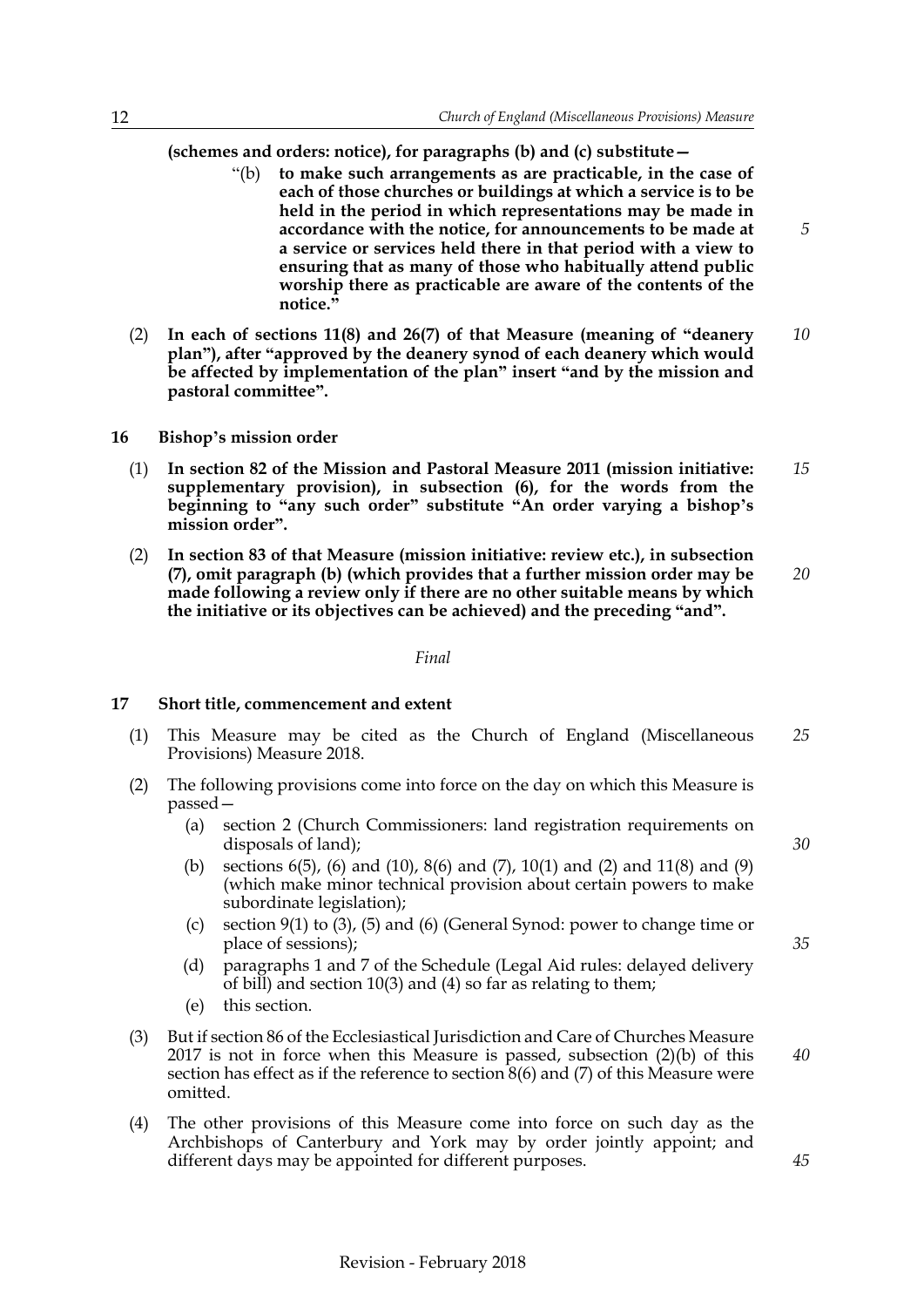**(schemes and orders: notice), for paragraphs (b) and (c) substitute—**

> "(b) **to make such arrangements as are practicable, in the case of each of those churches or buildings at which a service is to be held in the period in which representations may be made in accordance with the notice, for announcements to be made at a service or services held there in that period with a view to ensuring that as many of those who habitually attend public worship there as practicable are aware of the contents of the notice."**

(2) **In each of sections 11(8) and 26(7) of that Measure (meaning of "deanery plan"), after "approved by the deanery synod of each deanery which would be affected by implementation of the plan" insert "and by the mission and pastoral committee".**

## 16 Bishop's mission order

(1) **In section 82 of the Mission and Pastoral Measure 2011 (mission initiative: supplementary provision), in subsection (6), for the words from the beginning to "any such order" substitute "An order varying a bishop's mission order".**

(2) **In section 83 of that Measure (mission initiative: review etc.), in subsection (7), omit paragraph (b) (which provides that a further mission order may be made following a review only if there are no other suitable means by which the initiative or its objectives can be achieved) and the preceding "and".**

*Final*

## 17 Short title, commencement and extent

(1) This Measure may be cited as the Church of England (Miscellaneous Provisions) Measure 2018.

(2) The following provisions come into force on the day on which this Measure is passed—

(a) section 2 (Church Commissioners: land registration requirements on disposals of land);

(b) sections 6(5), (6) and (10), 8(6) and (7), 10(1) and (2) and 11(8) and (9) (which make minor technical provision about certain powers to make subordinate legislation);

(c) section 9(1) to (3), (5) and (6) (General Synod: power to change time or place of sessions);

(d) paragraphs 1 and 7 of the Schedule (Legal Aid rules: delayed delivery of bill) and section 10(3) and (4) so far as relating to them;

(e) this section.

(3) But if section 86 of the Ecclesiastical Jurisdiction and Care of Churches Measure 2017 is not in force when this Measure is passed, subsection (2)(b) of this section has effect as if the reference to section 8(6) and (7) of this Measure were omitted.

(4) The other provisions of this Measure come into force on such day as the Archbishops of Canterbury and York may by order jointly appoint; and different days may be appointed for different purposes.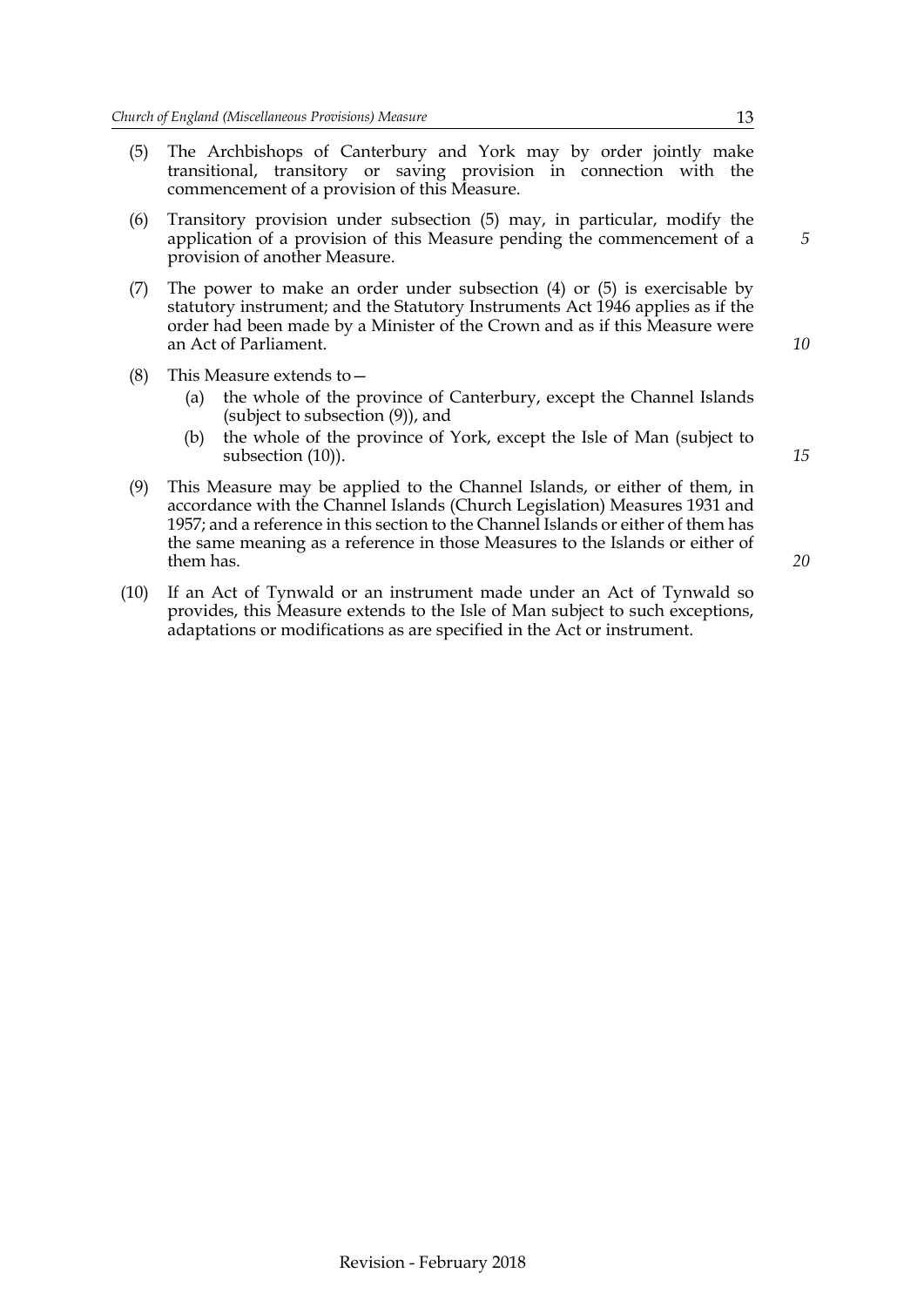(5) The Archbishops of Canterbury and York may by order jointly make transitional, transitory or saving provision in connection with the commencement of a provision of this Measure.

(6) Transitory provision under subsection (5) may, in particular, modify the application of a provision of this Measure pending the commencement of a provision of another Measure.

(7) The power to make an order under subsection (4) or (5) is exercisable by statutory instrument; and the Statutory Instruments Act 1946 applies as if the order had been made by a Minister of the Crown and as if this Measure were an Act of Parliament.

(8) This Measure extends to—

  (a) the whole of the province of Canterbury, except the Channel Islands (subject to subsection (9)), and

  (b) the whole of the province of York, except the Isle of Man (subject to subsection (10)).

(9) This Measure may be applied to the Channel Islands, or either of them, in accordance with the Channel Islands (Church Legislation) Measures 1931 and 1957; and a reference in this section to the Channel Islands or either of them has the same meaning as a reference in those Measures to the Islands or either of them has.

(10) If an Act of Tynwald or an instrument made under an Act of Tynwald so provides, this Measure extends to the Isle of Man subject to such exceptions, adaptations or modifications as are specified in the Act or instrument.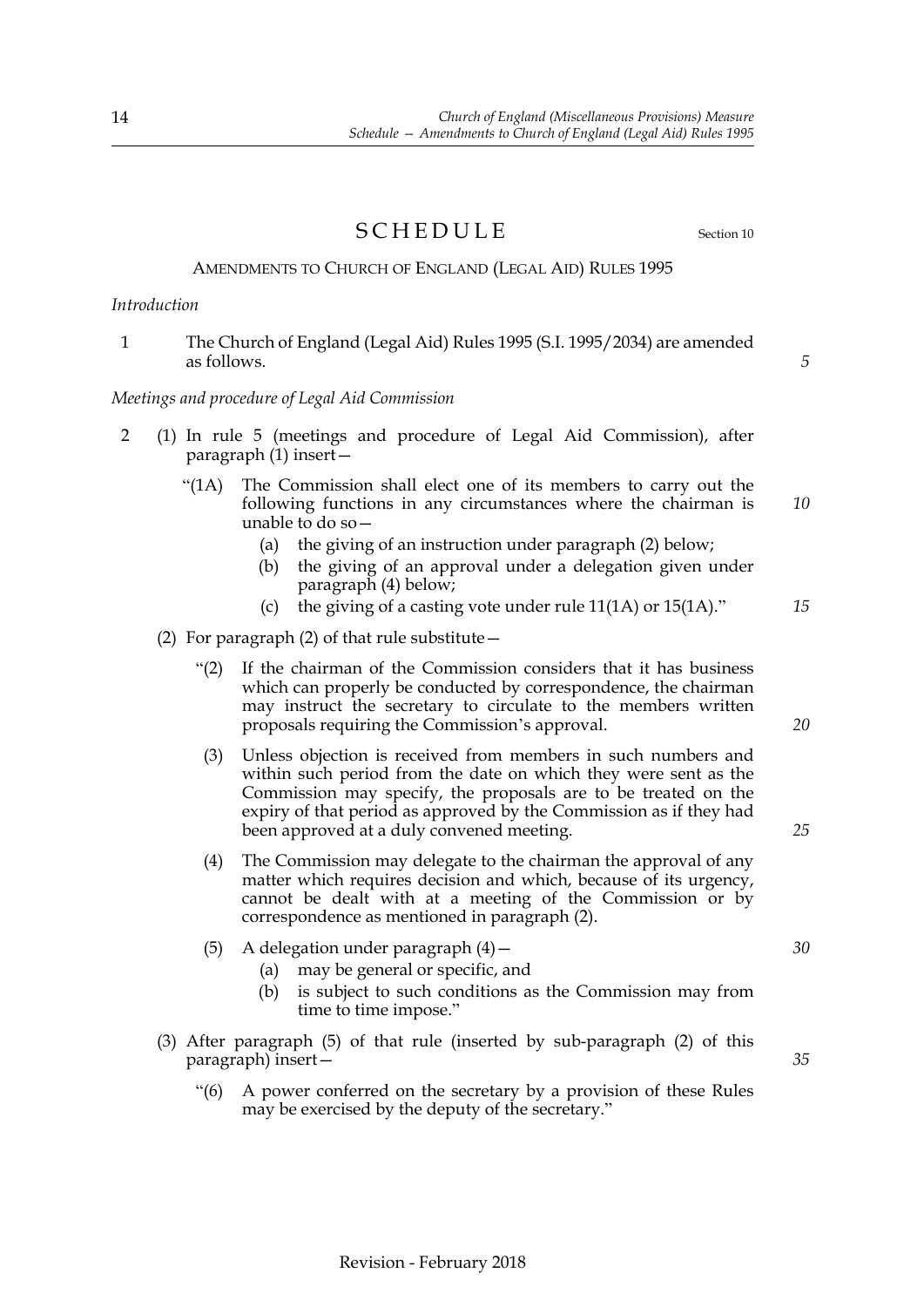# SCHEDULE

Section 10

## AMENDMENTS TO CHURCH OF ENGLAND (LEGAL AID) RULES 1995

*Introduction*

1 The Church of England (Legal Aid) Rules 1995 (S.I. 1995/2034) are amended as follows.

*Meetings and procedure of Legal Aid Commission*

2 (1) In rule 5 (meetings and procedure of Legal Aid Commission), after paragraph (1) insert—

"(1A) The Commission shall elect one of its members to carry out the following functions in any circumstances where the chairman is unable to do so—

(a) the giving of an instruction under paragraph (2) below;

(b) the giving of an approval under a delegation given under paragraph (4) below;

(c) the giving of a casting vote under rule 11(1A) or 15(1A)."

(2) For paragraph (2) of that rule substitute—

"(2) If the chairman of the Commission considers that it has business which can properly be conducted by correspondence, the chairman may instruct the secretary to circulate to the members written proposals requiring the Commission's approval.

(3) Unless objection is received from members in such numbers and within such period from the date on which they were sent as the Commission may specify, the proposals are to be treated on the expiry of that period as approved by the Commission as if they had been approved at a duly convened meeting.

(4) The Commission may delegate to the chairman the approval of any matter which requires decision and which, because of its urgency, cannot be dealt with at a meeting of the Commission or by correspondence as mentioned in paragraph (2).

(5) A delegation under paragraph (4)—

(a) may be general or specific, and

(b) is subject to such conditions as the Commission may from time to time impose."

(3) After paragraph (5) of that rule (inserted by sub-paragraph (2) of this paragraph) insert—

"(6) A power conferred on the secretary by a provision of these Rules may be exercised by the deputy of the secretary."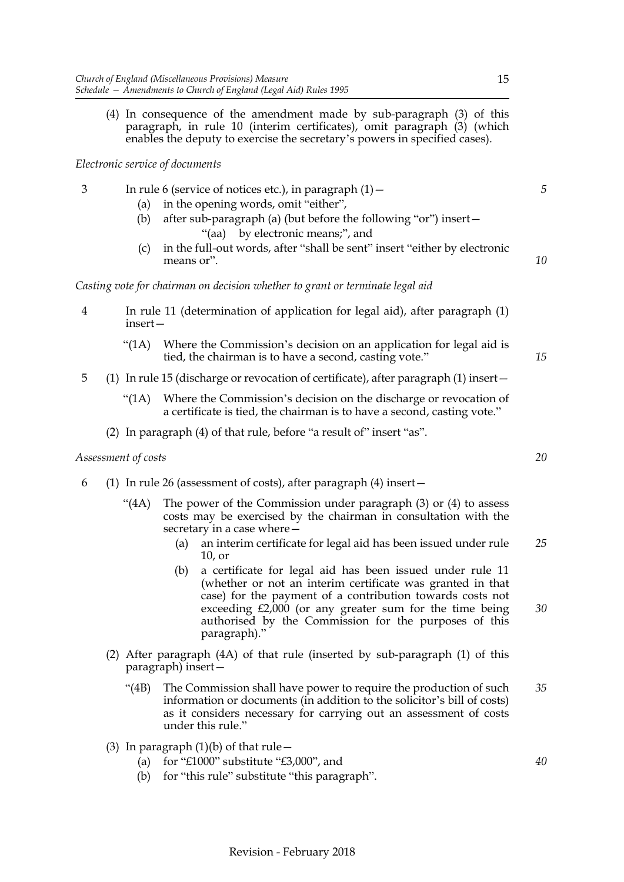(4) In consequence of the amendment made by sub-paragraph (3) of this paragraph, in rule 10 (interim certificates), omit paragraph (3) (which enables the deputy to exercise the secretary's powers in specified cases).

*Electronic service of documents*

3 In rule 6 (service of notices etc.), in paragraph (1)—

(a) in the opening words, omit "either",

(b) after sub-paragraph (a) (but before the following "or") insert—

"(aa) by electronic means;", and

(c) in the full-out words, after "shall be sent" insert "either by electronic means or".

*Casting vote for chairman on decision whether to grant or terminate legal aid*

4 In rule 11 (determination of application for legal aid), after paragraph (1) insert—

"(1A) Where the Commission's decision on an application for legal aid is tied, the chairman is to have a second, casting vote."

5 (1) In rule 15 (discharge or revocation of certificate), after paragraph (1) insert—

"(1A) Where the Commission's decision on the discharge or revocation of a certificate is tied, the chairman is to have a second, casting vote."

(2) In paragraph (4) of that rule, before "a result of" insert "as".

*Assessment of costs*

6 (1) In rule 26 (assessment of costs), after paragraph (4) insert—

"(4A) The power of the Commission under paragraph (3) or (4) to assess costs may be exercised by the chairman in consultation with the secretary in a case where—

(a) an interim certificate for legal aid has been issued under rule 10, or

(b) a certificate for legal aid has been issued under rule 11 (whether or not an interim certificate was granted in that case) for the payment of a contribution towards costs not exceeding £2,000 (or any greater sum for the time being authorised by the Commission for the purposes of this paragraph)."

(2) After paragraph (4A) of that rule (inserted by sub-paragraph (1) of this paragraph) insert—

"(4B) The Commission shall have power to require the production of such information or documents (in addition to the solicitor's bill of costs) as it considers necessary for carrying out an assessment of costs under this rule."

(3) In paragraph (1)(b) of that rule—

(a) for "£1000" substitute "£3,000", and

(b) for "this rule" substitute "this paragraph".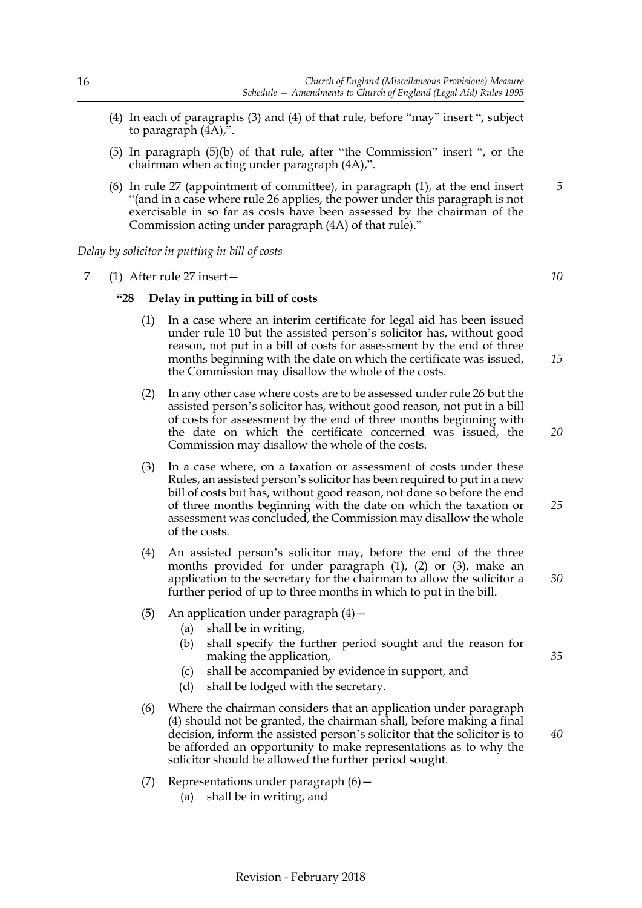(4) In each of paragraphs (3) and (4) of that rule, before "may" insert ", subject to paragraph (4A),".

(5) In paragraph (5)(b) of that rule, after "the Commission" insert ", or the chairman when acting under paragraph (4A),".

(6) In rule 27 (appointment of committee), in paragraph (1), at the end insert "(and in a case where rule 26 applies, the power under this paragraph is not exercisable in so far as costs have been assessed by the chairman of the Commission acting under paragraph (4A) of that rule)."

*Delay by solicitor in putting in bill of costs*

7 (1) After rule 27 insert—

**"28 Delay in putting in bill of costs**

(1) In a case where an interim certificate for legal aid has been issued under rule 10 but the assisted person's solicitor has, without good reason, not put in a bill of costs for assessment by the end of three months beginning with the date on which the certificate was issued, the Commission may disallow the whole of the costs.

(2) In any other case where costs are to be assessed under rule 26 but the assisted person's solicitor has, without good reason, not put in a bill of costs for assessment by the end of three months beginning with the date on which the certificate concerned was issued, the Commission may disallow the whole of the costs.

(3) In a case where, on a taxation or assessment of costs under these Rules, an assisted person's solicitor has been required to put in a new bill of costs but has, without good reason, not done so before the end of three months beginning with the date on which the taxation or assessment was concluded, the Commission may disallow the whole of the costs.

(4) An assisted person's solicitor may, before the end of the three months provided for under paragraph (1), (2) or (3), make an application to the secretary for the chairman to allow the solicitor a further period of up to three months in which to put in the bill.

(5) An application under paragraph (4)—

(a) shall be in writing,

(b) shall specify the further period sought and the reason for making the application,

(c) shall be accompanied by evidence in support, and

(d) shall be lodged with the secretary.

(6) Where the chairman considers that an application under paragraph (4) should not be granted, the chairman shall, before making a final decision, inform the assisted person's solicitor that the solicitor is to be afforded an opportunity to make representations as to why the solicitor should be allowed the further period sought.

(7) Representations under paragraph (6)—

(a) shall be in writing, and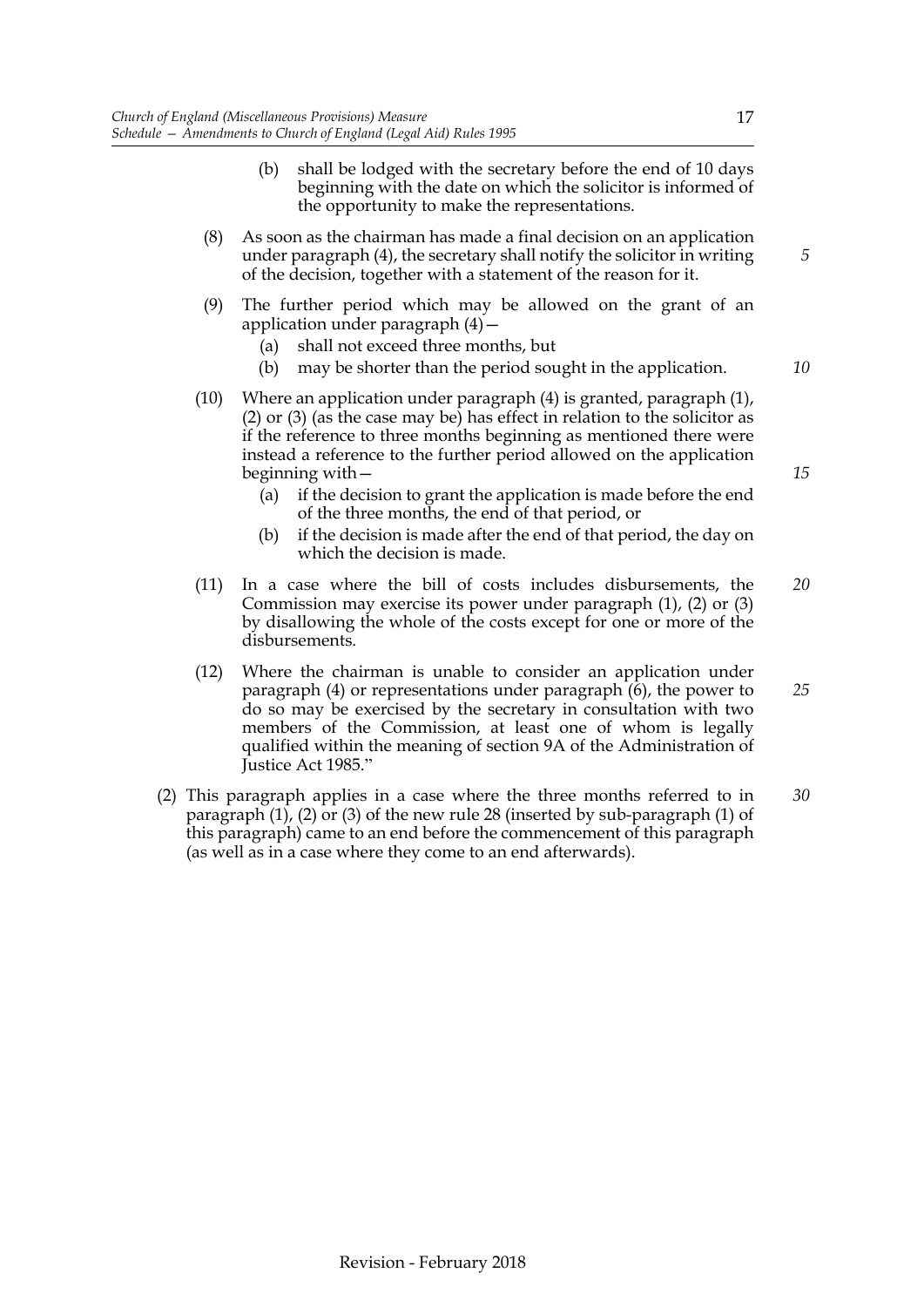(b) shall be lodged with the secretary before the end of 10 days beginning with the date on which the solicitor is informed of the opportunity to make the representations.

(8) As soon as the chairman has made a final decision on an application under paragraph (4), the secretary shall notify the solicitor in writing of the decision, together with a statement of the reason for it.

(9) The further period which may be allowed on the grant of an application under paragraph (4)—

(a) shall not exceed three months, but

(b) may be shorter than the period sought in the application.

(10) Where an application under paragraph (4) is granted, paragraph (1), (2) or (3) (as the case may be) has effect in relation to the solicitor as if the reference to three months beginning as mentioned there were instead a reference to the further period allowed on the application beginning with—

(a) if the decision to grant the application is made before the end of the three months, the end of that period, or

(b) if the decision is made after the end of that period, the day on which the decision is made.

(11) In a case where the bill of costs includes disbursements, the Commission may exercise its power under paragraph (1), (2) or (3) by disallowing the whole of the costs except for one or more of the disbursements.

(12) Where the chairman is unable to consider an application under paragraph (4) or representations under paragraph (6), the power to do so may be exercised by the secretary in consultation with two members of the Commission, at least one of whom is legally qualified within the meaning of section 9A of the Administration of Justice Act 1985."

(2) This paragraph applies in a case where the three months referred to in paragraph (1), (2) or (3) of the new rule 28 (inserted by sub-paragraph (1) of this paragraph) came to an end before the commencement of this paragraph (as well as in a case where they come to an end afterwards).